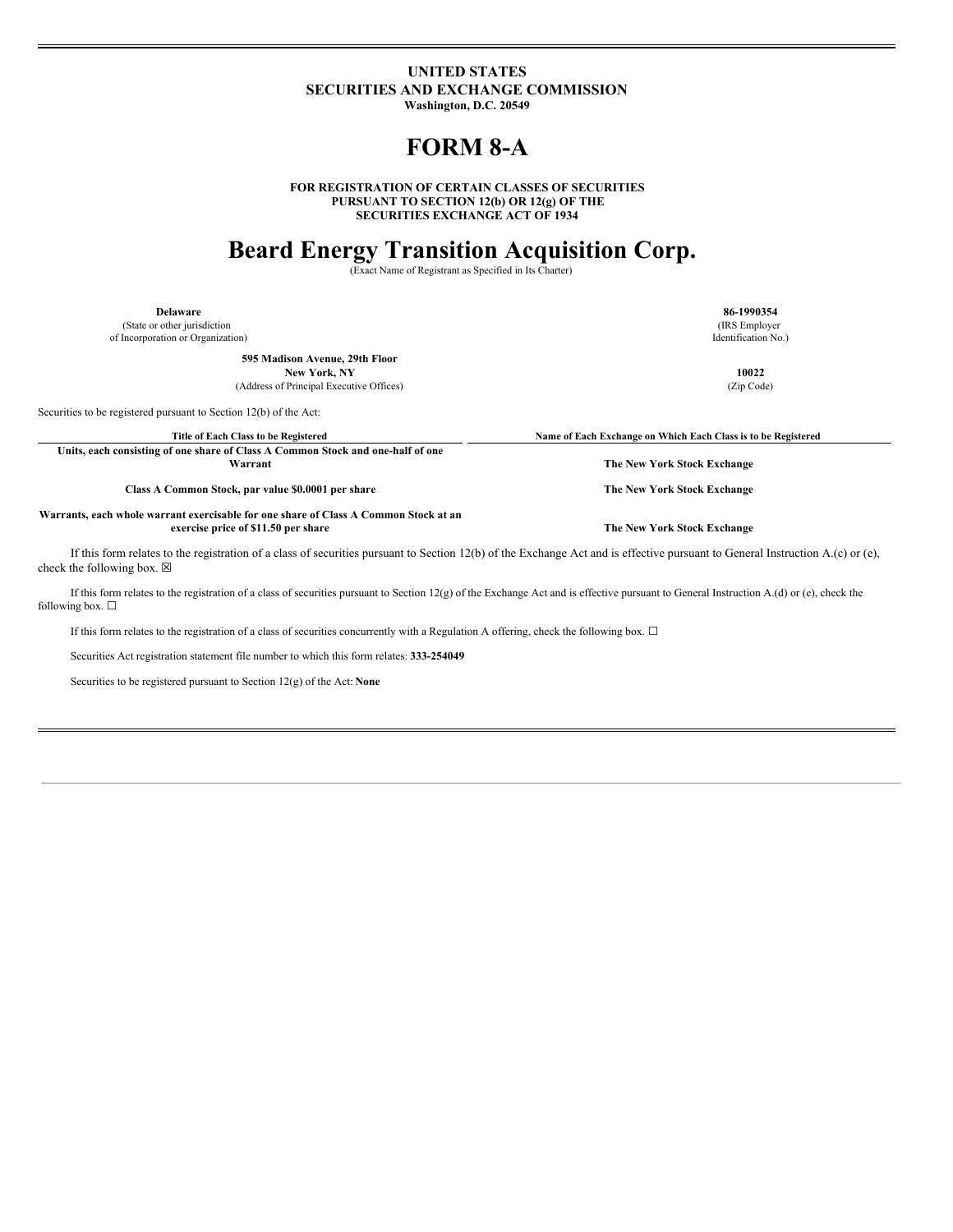**UNITED STATES**
**SECURITIES AND EXCHANGE COMMISSION**
**Washington, D.C. 20549**

# FORM 8-A

**FOR REGISTRATION OF CERTAIN CLASSES OF SECURITIES**
**PURSUANT TO SECTION 12(b) OR 12(g) OF THE**
**SECURITIES EXCHANGE ACT OF 1934**

# Beard Energy Transition Acquisition Corp.

(Exact Name of Registrant as Specified in Its Charter)

| | |
|---|---|
| **Delaware** | **86-1990354** |
| (State or other jurisdiction of Incorporation or Organization) | (IRS Employer Identification No.) |
| **595 Madison Avenue, 29th Floor** **New York, NY** | **10022** |
| (Address of Principal Executive Offices) | (Zip Code) |

Securities to be registered pursuant to Section 12(b) of the Act:

| Title of Each Class to be Registered | Name of Each Exchange on Which Each Class is to be Registered |
|---|---|
| **Units, each consisting of one share of Class A Common Stock and one-half of one Warrant** | **The New York Stock Exchange** |
| **Class A Common Stock, par value $0.0001 per share** | **The New York Stock Exchange** |
| **Warrants, each whole warrant exercisable for one share of Class A Common Stock at an exercise price of $11.50 per share** | **The New York Stock Exchange** |

If this form relates to the registration of a class of securities pursuant to Section 12(b) of the Exchange Act and is effective pursuant to General Instruction A.(c) or (e), check the following box. ☒

If this form relates to the registration of a class of securities pursuant to Section 12(g) of the Exchange Act and is effective pursuant to General Instruction A.(d) or (e), check the following box. ☐

If this form relates to the registration of a class of securities concurrently with a Regulation A offering, check the following box. ☐

Securities Act registration statement file number to which this form relates: **333-254049**

Securities to be registered pursuant to Section 12(g) of the Act: **None**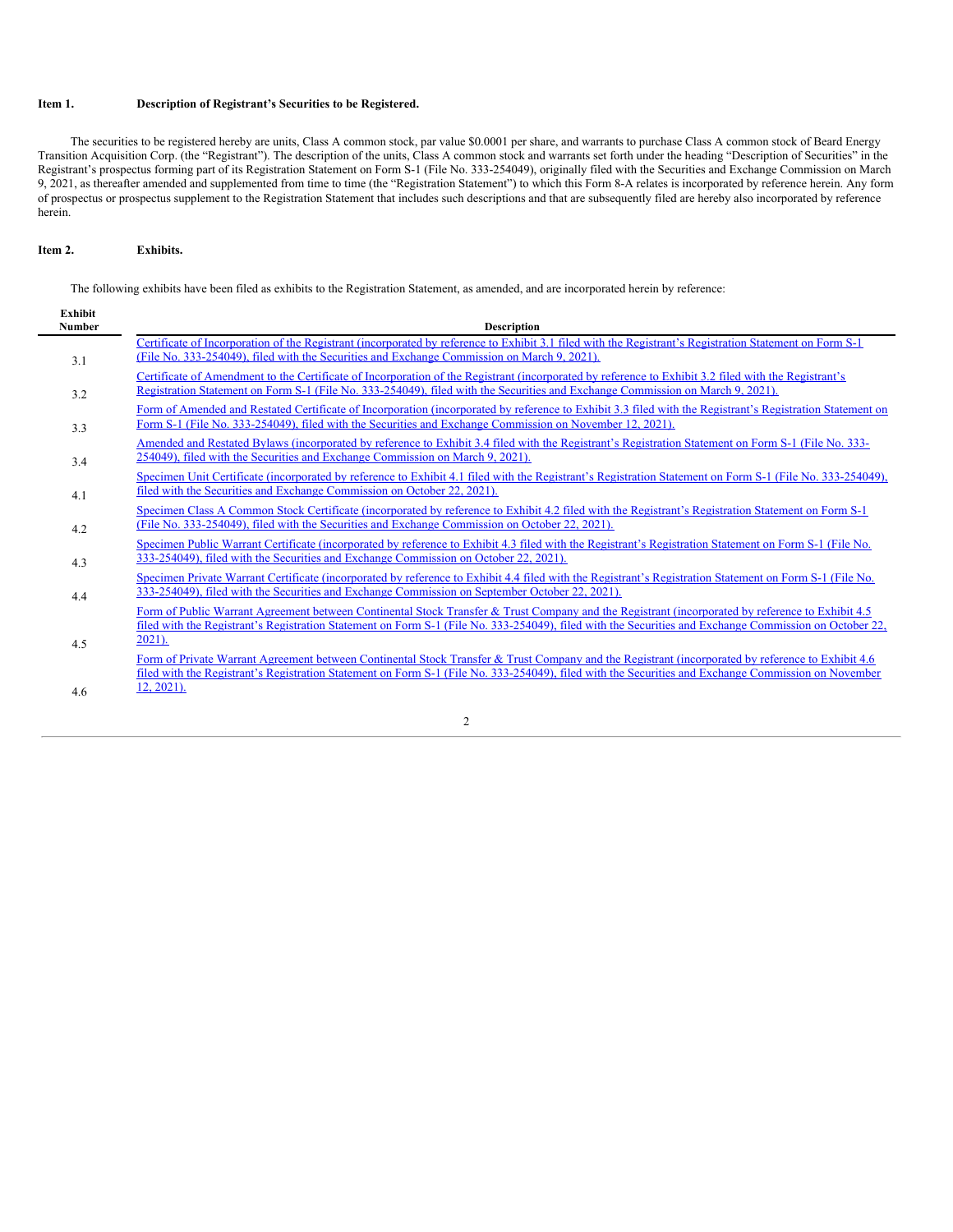**Item 1. Description of Registrant's Securities to be Registered.**

The securities to be registered hereby are units, Class A common stock, par value $0.0001 per share, and warrants to purchase Class A common stock of Beard Energy Transition Acquisition Corp. (the "Registrant"). The description of the units, Class A common stock and warrants set forth under the heading "Description of Securities" in the Registrant's prospectus forming part of its Registration Statement on Form S-1 (File No. 333-254049), originally filed with the Securities and Exchange Commission on March 9, 2021, as thereafter amended and supplemented from time to time (the "Registration Statement") to which this Form 8-A relates is incorporated by reference herein. Any form of prospectus or prospectus supplement to the Registration Statement that includes such descriptions and that are subsequently filed are hereby also incorporated by reference herein.

**Item 2. Exhibits.**

The following exhibits have been filed as exhibits to the Registration Statement, as amended, and are incorporated herein by reference:

| Exhibit Number | Description |
|---|---|
| 3.1 | Certificate of Incorporation of the Registrant (incorporated by reference to Exhibit 3.1 filed with the Registrant's Registration Statement on Form S-1 (File No. 333-254049), filed with the Securities and Exchange Commission on March 9, 2021). |
| 3.2 | Certificate of Amendment to the Certificate of Incorporation of the Registrant (incorporated by reference to Exhibit 3.2 filed with the Registrant's Registration Statement on Form S-1 (File No. 333-254049), filed with the Securities and Exchange Commission on March 9, 2021). |
| 3.3 | Form of Amended and Restated Certificate of Incorporation (incorporated by reference to Exhibit 3.3 filed with the Registrant's Registration Statement on Form S-1 (File No. 333-254049), filed with the Securities and Exchange Commission on November 12, 2021). |
| 3.4 | Amended and Restated Bylaws (incorporated by reference to Exhibit 3.4 filed with the Registrant's Registration Statement on Form S-1 (File No. 333-254049), filed with the Securities and Exchange Commission on March 9, 2021). |
| 4.1 | Specimen Unit Certificate (incorporated by reference to Exhibit 4.1 filed with the Registrant's Registration Statement on Form S-1 (File No. 333-254049), filed with the Securities and Exchange Commission on October 22, 2021). |
| 4.2 | Specimen Class A Common Stock Certificate (incorporated by reference to Exhibit 4.2 filed with the Registrant's Registration Statement on Form S-1 (File No. 333-254049), filed with the Securities and Exchange Commission on October 22, 2021). |
| 4.3 | Specimen Public Warrant Certificate (incorporated by reference to Exhibit 4.3 filed with the Registrant's Registration Statement on Form S-1 (File No. 333-254049), filed with the Securities and Exchange Commission on October 22, 2021). |
| 4.4 | Specimen Private Warrant Certificate (incorporated by reference to Exhibit 4.4 filed with the Registrant's Registration Statement on Form S-1 (File No. 333-254049), filed with the Securities and Exchange Commission on September October 22, 2021). |
| 4.5 | Form of Public Warrant Agreement between Continental Stock Transfer & Trust Company and the Registrant (incorporated by reference to Exhibit 4.5 filed with the Registrant's Registration Statement on Form S-1 (File No. 333-254049), filed with the Securities and Exchange Commission on October 22, 2021). |
| 4.6 | Form of Private Warrant Agreement between Continental Stock Transfer & Trust Company and the Registrant (incorporated by reference to Exhibit 4.6 filed with the Registrant's Registration Statement on Form S-1 (File No. 333-254049), filed with the Securities and Exchange Commission on November 12, 2021). |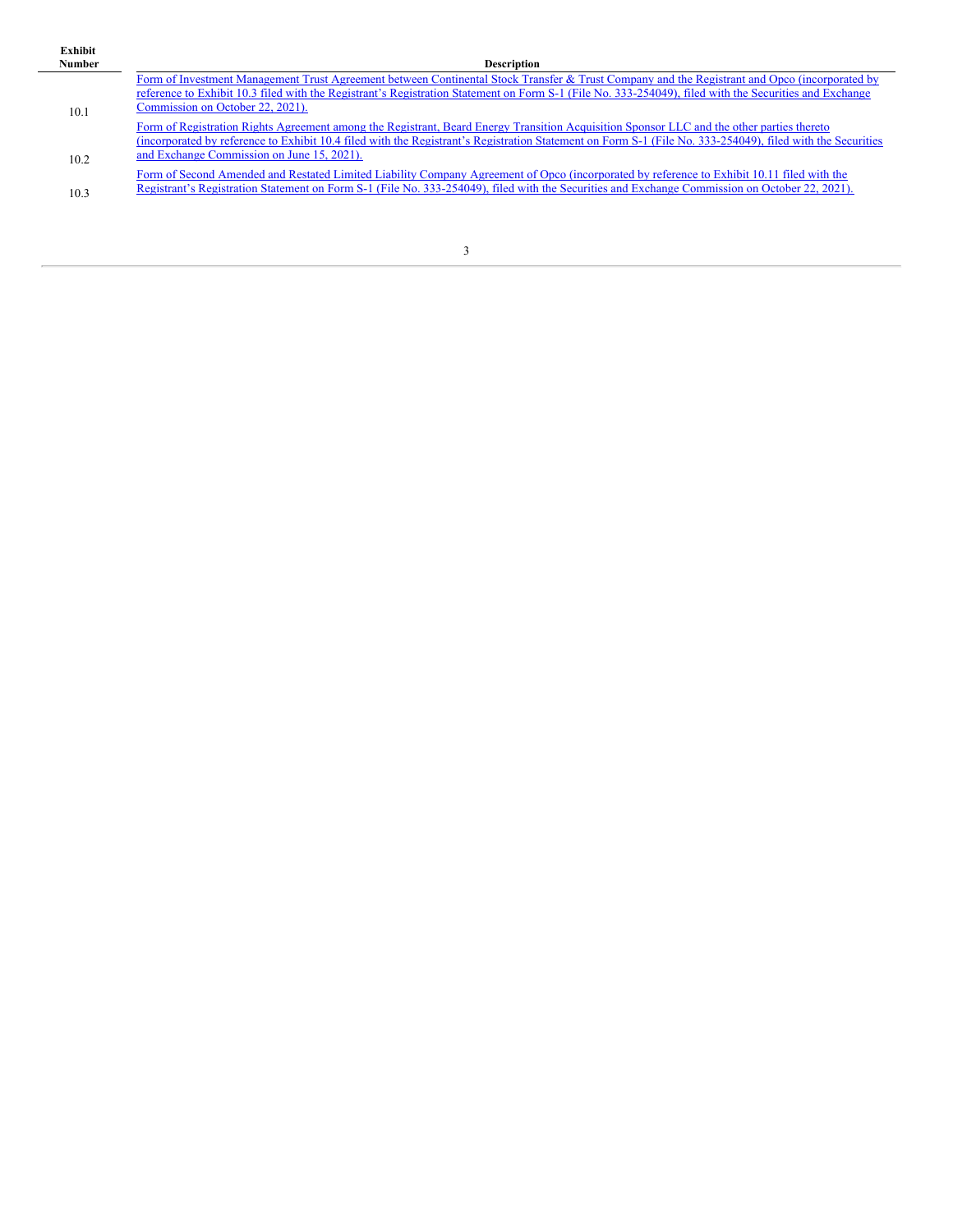| Exhibit Number | Description |
|---|---|
| 10.1 | Form of Investment Management Trust Agreement between Continental Stock Transfer & Trust Company and the Registrant and Opco (incorporated by reference to Exhibit 10.3 filed with the Registrant's Registration Statement on Form S-1 (File No. 333-254049), filed with the Securities and Exchange Commission on October 22, 2021). |
| 10.2 | Form of Registration Rights Agreement among the Registrant, Beard Energy Transition Acquisition Sponsor LLC and the other parties thereto (incorporated by reference to Exhibit 10.4 filed with the Registrant's Registration Statement on Form S-1 (File No. 333-254049), filed with the Securities and Exchange Commission on June 15, 2021). |
| 10.3 | Form of Second Amended and Restated Limited Liability Company Agreement of Opco (incorporated by reference to Exhibit 10.11 filed with the Registrant's Registration Statement on Form S-1 (File No. 333-254049), filed with the Securities and Exchange Commission on October 22, 2021). |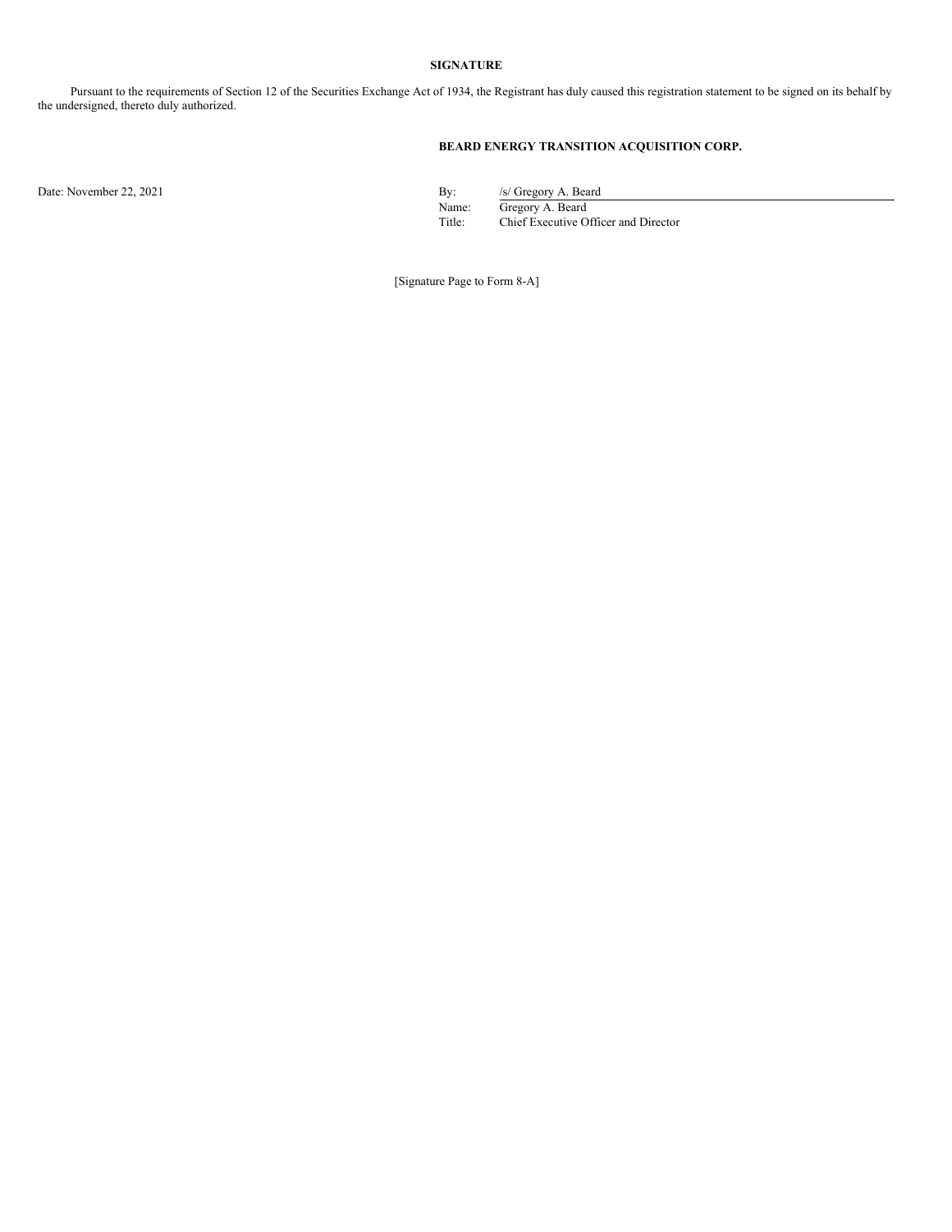**SIGNATURE**

Pursuant to the requirements of Section 12 of the Securities Exchange Act of 1934, the Registrant has duly caused this registration statement to be signed on its behalf by the undersigned, thereto duly authorized.

**BEARD ENERGY TRANSITION ACQUISITION CORP.**

Date: November 22, 2021

By: /s/ Gregory A. Beard
Name: Gregory A. Beard
Title: Chief Executive Officer and Director

[Signature Page to Form 8-A]